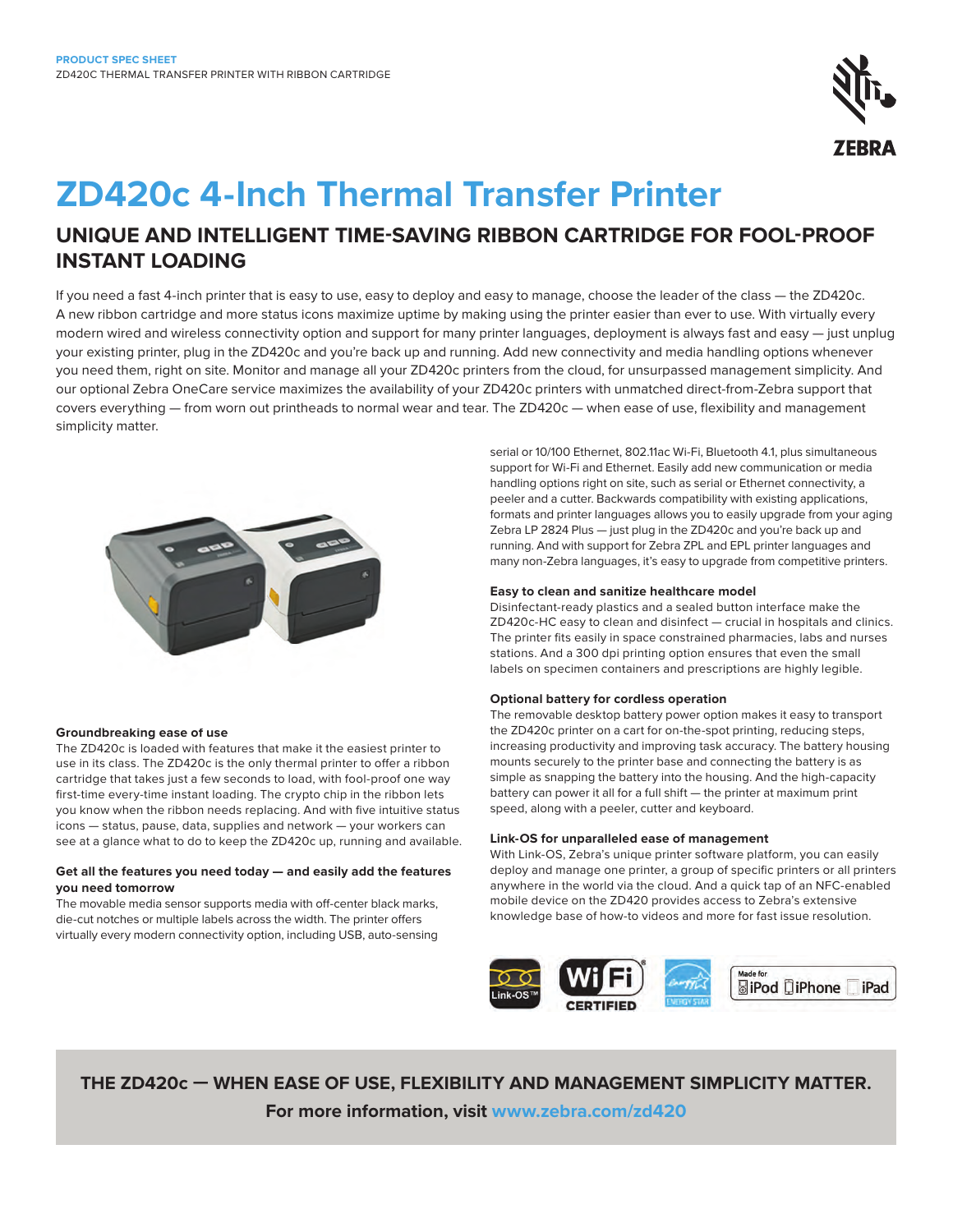**PRODUCT SPEC SHEET**
ZD420C THERMAL TRANSFER PRINTER WITH RIBBON CARTRIDGE

# ZD420c 4-Inch Thermal Transfer Printer

## UNIQUE AND INTELLIGENT TIME-SAVING RIBBON CARTRIDGE FOR FOOL-PROOF INSTANT LOADING

If you need a fast 4-inch printer that is easy to use, easy to deploy and easy to manage, choose the leader of the class — the ZD420c. A new ribbon cartridge and more status icons maximize uptime by making using the printer easier than ever to use. With virtually every modern wired and wireless connectivity option and support for many printer languages, deployment is always fast and easy — just unplug your existing printer, plug in the ZD420c and you're back up and running. Add new connectivity and media handling options whenever you need them, right on site. Monitor and manage all your ZD420c printers from the cloud, for unsurpassed management simplicity. And our optional Zebra OneCare service maximizes the availability of your ZD420c printers with unmatched direct-from-Zebra support that covers everything — from worn out printheads to normal wear and tear. The ZD420c — when ease of use, flexibility and management simplicity matter.

### Groundbreaking ease of use

The ZD420c is loaded with features that make it the easiest printer to use in its class. The ZD420c is the only thermal printer to offer a ribbon cartridge that takes just a few seconds to load, with fool-proof one way first-time every-time instant loading. The crypto chip in the ribbon lets you know when the ribbon needs replacing. And with five intuitive status icons — status, pause, data, supplies and network — your workers can see at a glance what to do to keep the ZD420c up, running and available.

### Get all the features you need today — and easily add the features you need tomorrow

The movable media sensor supports media with off-center black marks, die-cut notches or multiple labels across the width. The printer offers virtually every modern connectivity option, including USB, auto-sensing serial or 10/100 Ethernet, 802.11ac Wi-Fi, Bluetooth 4.1, plus simultaneous support for Wi-Fi and Ethernet. Easily add new communication or media handling options right on site, such as serial or Ethernet connectivity, a peeler and a cutter. Backwards compatibility with existing applications, formats and printer languages allows you to easily upgrade from your aging Zebra LP 2824 Plus — just plug in the ZD420c and you're back up and running. And with support for Zebra ZPL and EPL printer languages and many non-Zebra languages, it's easy to upgrade from competitive printers.

### Easy to clean and sanitize healthcare model

Disinfectant-ready plastics and a sealed button interface make the ZD420c-HC easy to clean and disinfect — crucial in hospitals and clinics. The printer fits easily in space constrained pharmacies, labs and nurses stations. And a 300 dpi printing option ensures that even the small labels on specimen containers and prescriptions are highly legible.

### Optional battery for cordless operation

The removable desktop battery power option makes it easy to transport the ZD420c printer on a cart for on-the-spot printing, reducing steps, increasing productivity and improving task accuracy. The battery housing mounts securely to the printer base and connecting the battery is as simple as snapping the battery into the housing. And the high-capacity battery can power it all for a full shift — the printer at maximum print speed, along with a peeler, cutter and keyboard.

### Link-OS for unparalleled ease of management

With Link-OS, Zebra's unique printer software platform, you can easily deploy and manage one printer, a group of specific printers or all printers anywhere in the world via the cloud. And a quick tap of an NFC-enabled mobile device on the ZD420 provides access to Zebra's extensive knowledge base of how-to videos and more for fast issue resolution.

**THE ZD420c — WHEN EASE OF USE, FLEXIBILITY AND MANAGEMENT SIMPLICITY MATTER.**

**For more information, visit www.zebra.com/zd420**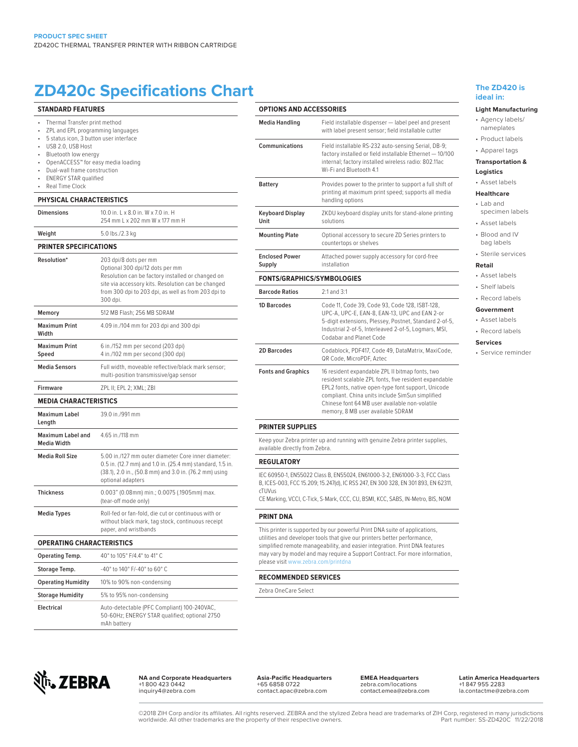PRODUCT SPEC SHEET
ZD420C THERMAL TRANSFER PRINTER WITH RIBBON CARTRIDGE

# ZD420c Specifications Chart

## STANDARD FEATURES

- Thermal Transfer print method
- ZPL and EPL programming languages
- 5 status icon, 3 button user interface
- USB 2.0, USB Host
- Bluetooth low energy
- OpenACCESS™ for easy media loading
- Dual-wall frame construction
- ENERGY STAR qualified
- Real Time Clock

## PHYSICAL CHARACTERISTICS

| | |
|---|---|
| **Dimensions** | 10.0 in. L x 8.0 in. W x 7.0 in. H<br>254 mm L x 202 mm W x 177 mm H |
| **Weight** | 5.0 lbs./2.3 kg |

## PRINTER SPECIFICATIONS

| | |
|---|---|
| **Resolution*** | 203 dpi/8 dots per mm<br>Optional 300 dpi/12 dots per mm<br>Resolution can be factory installed or changed on site via accessory kits. Resolution can be changed from 300 dpi to 203 dpi, as well as from 203 dpi to 300 dpi. |
| **Memory** | 512 MB Flash; 256 MB SDRAM |
| **Maximum Print Width** | 4.09 in./104 mm for 203 dpi and 300 dpi |
| **Maximum Print Speed** | 6 in./152 mm per second (203 dpi)<br>4 in./102 mm per second (300 dpi) |
| **Media Sensors** | Full width, moveable reflective/black mark sensor; multi-position transmissive/gap sensor |
| **Firmware** | ZPL II; EPL 2; XML; ZBI |

## MEDIA CHARACTERISTICS

| | |
|---|---|
| **Maximum Label Length** | 39.0 in./991 mm |
| **Maximum Label and Media Width** | 4.65 in./118 mm |
| **Media Roll Size** | 5.00 in./127 mm outer diameter Core inner diameter: 0.5 in. (12.7 mm) and 1.0 in. (25.4 mm) standard, 1.5 in. (38.1), 2.0 in., (50.8 mm) and 3.0 in. (76.2 mm) using optional adapters |
| **Thickness** | 0.003" (0.08mm) min.; 0.0075 (.1905mm) max. (tear-off mode only) |
| **Media Types** | Roll-fed or fan-fold, die cut or continuous with or without black mark, tag stock, continuous receipt paper, and wristbands |

## OPERATING CHARACTERISTICS

| | |
|---|---|
| **Operating Temp.** | 40° to 105° F/4.4° to 41° C |
| **Storage Temp.** | -40° to 140° F/-40° to 60° C |
| **Operating Humidity** | 10% to 90% non-condensing |
| **Storage Humidity** | 5% to 95% non-condensing |
| **Electrical** | Auto-detectable (PFC Compliant) 100-240VAC, 50-60Hz; ENERGY STAR qualified; optional 2750 mAh battery |

## OPTIONS AND ACCESSORIES

| | |
|---|---|
| **Media Handling** | Field installable dispenser — label peel and present with label present sensor; field installable cutter |
| **Communications** | Field installable RS-232 auto-sensing Serial, DB-9; factory installed or field installable Ethernet — 10/100 internal; factory installed wireless radio: 802.11ac Wi-Fi and Bluetooth 4.1 |
| **Battery** | Provides power to the printer to support a full shift of printing at maximum print speed; supports all media handling options |
| **Keyboard Display Unit** | ZKDU keyboard display units for stand-alone printing solutions |
| **Mounting Plate** | Optional accessory to secure ZD Series printers to countertops or shelves |
| **Enclosed Power Supply** | Attached power supply accessory for cord-free installation |

## FONTS/GRAPHICS/SYMBOLOGIES

| | |
|---|---|
| **Barcode Ratios** | 2:1 and 3:1 |
| **1D Barcodes** | Code 11, Code 39, Code 93, Code 128, ISBT-128, UPC-A, UPC-E, EAN-8, EAN-13, UPC and EAN 2-or 5-digit extensions, Plessey, Postnet, Standard 2-of-5, Industrial 2-of-5, Interleaved 2-of-5, Logmars, MSI, Codabar and Planet Code |
| **2D Barcodes** | Codablock, PDF417, Code 49, DataMatrix, MaxiCode, QR Code, MicroPDF, Aztec |
| **Fonts and Graphics** | 16 resident expandable ZPL II bitmap fonts, two resident scalable ZPL fonts, five resident expandable EPL2 fonts, native open-type font support, Unicode compliant. China units include SimSun simplified Chinese font 64 MB user available non-volatile memory, 8 MB user available SDRAM |

## PRINTER SUPPLIES

Keep your Zebra printer up and running with genuine Zebra printer supplies, available directly from Zebra.

## REGULATORY

IEC 60950-1, EN55022 Class B, EN55024, EN61000-3-2, EN61000-3-3, FCC Class B, ICES-003, FCC 15.209; 15.247(d), IC RSS 247, EN 300 328, EN 301 893, EN 62311, cTUVus
CE Marking, VCCI, C-Tick, S-Mark, CCC, CU, BSMI, KCC, SABS, IN-Metro, BIS, NOM

## PRINT DNA

This printer is supported by our powerful Print DNA suite of applications, utilities and developer tools that give our printers better performance, simplified remote manageability, and easier integration. Print DNA features may vary by model and may require a Support Contract. For more information, please visit www.zebra.com/printdna

## RECOMMENDED SERVICES

Zebra OneCare Select

## The ZD420 is ideal in:

**Light Manufacturing**
- Agency labels/ nameplates
- Product labels
- Apparel tags

**Transportation & Logistics**
- Asset labels

**Healthcare**
- Lab and specimen labels
- Asset labels
- Blood and IV bag labels
- Sterile services

**Retail**
- Asset labels
- Shelf labels
- Record labels

**Government**
- Asset labels
- Record labels

**Services**
- Service reminder

ZEBRA

**NA and Corporate Headquarters**
+1 800 423 0442
inquiry4@zebra.com

**Asia-Pacific Headquarters**
+65 6858 0722
contact.apac@zebra.com

**EMEA Headquarters**
zebra.com/locations
contact.emea@zebra.com

**Latin America Headquarters**
+1 847 955 2283
la.contactme@zebra.com

©2018 ZIH Corp and/or its affiliates. All rights reserved. ZEBRA and the stylized Zebra head are trademarks of ZIH Corp, registered in many jurisdictions worldwide. All other trademarks are the property of their respective owners. Part number: SS-ZD420C 11/22/2018